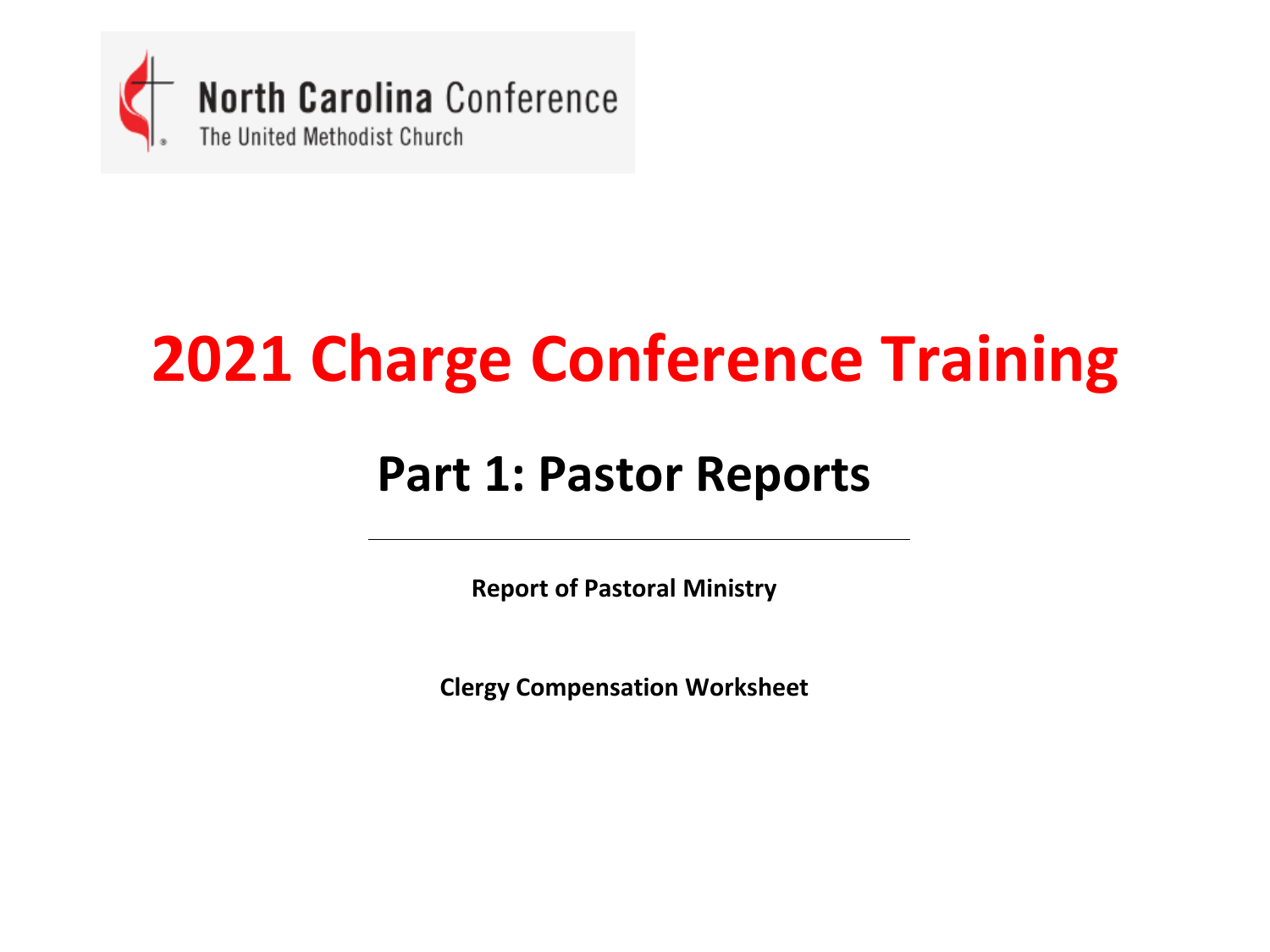North Carolina Conference
The United Methodist Church

# 2021 Charge Conference Training

## Part 1: Pastor Reports

---

**Report of Pastoral Ministry**

**Clergy Compensation Worksheet**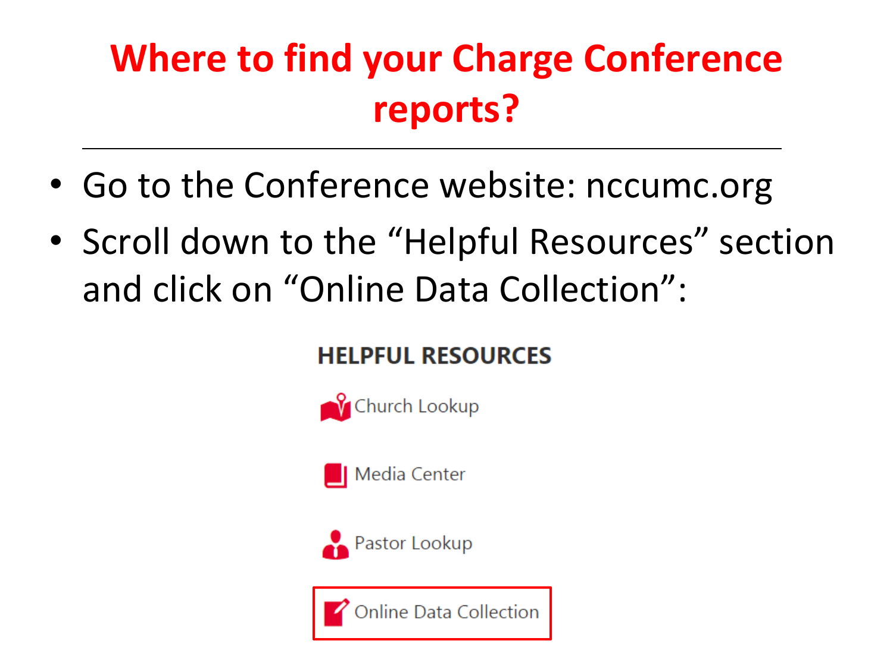# Where to find your Charge Conference reports?

- Go to the Conference website: nccumc.org
- Scroll down to the "Helpful Resources" section and click on "Online Data Collection":

**HELPFUL RESOURCES**

Church Lookup

Media Center

Pastor Lookup

Online Data Collection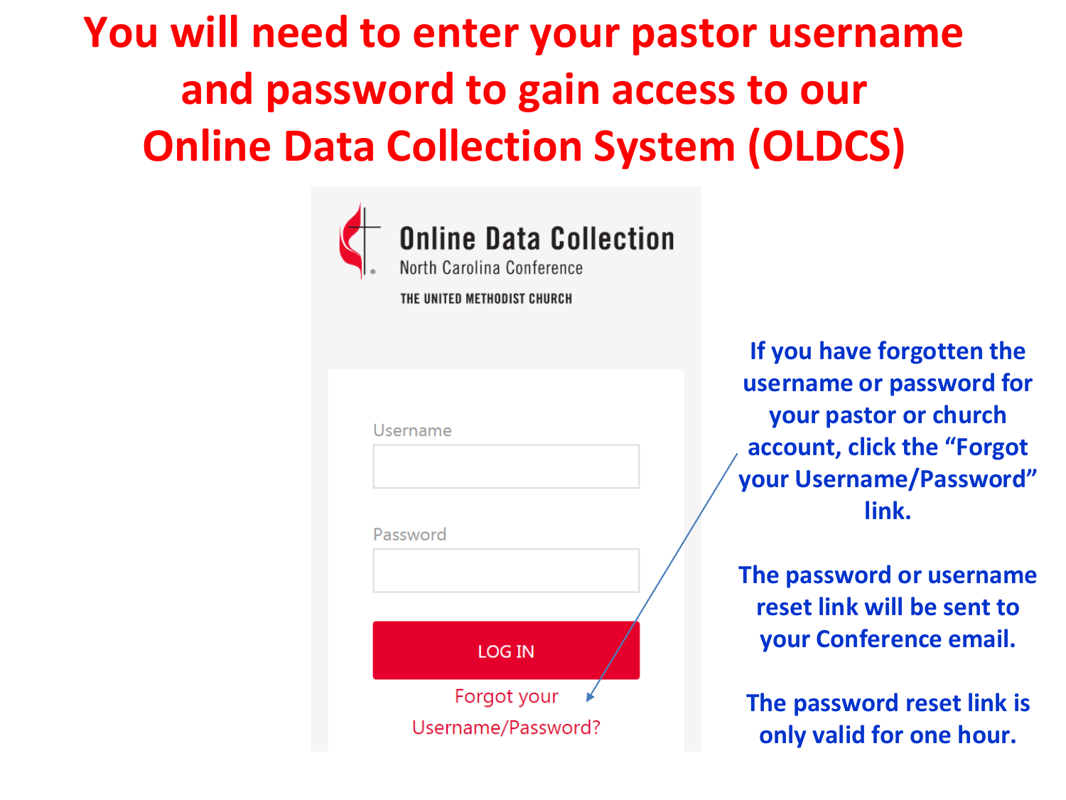# You will need to enter your pastor username and password to gain access to our Online Data Collection System (OLDCS)

Online Data Collection
North Carolina Conference
THE UNITED METHODIST CHURCH

Username

Password

LOG IN

Forgot your Username/Password?

**If you have forgotten the username or password for your pastor or church account, click the "Forgot your Username/Password" link.**

**The password or username reset link will be sent to your Conference email.**

**The password reset link is only valid for one hour.**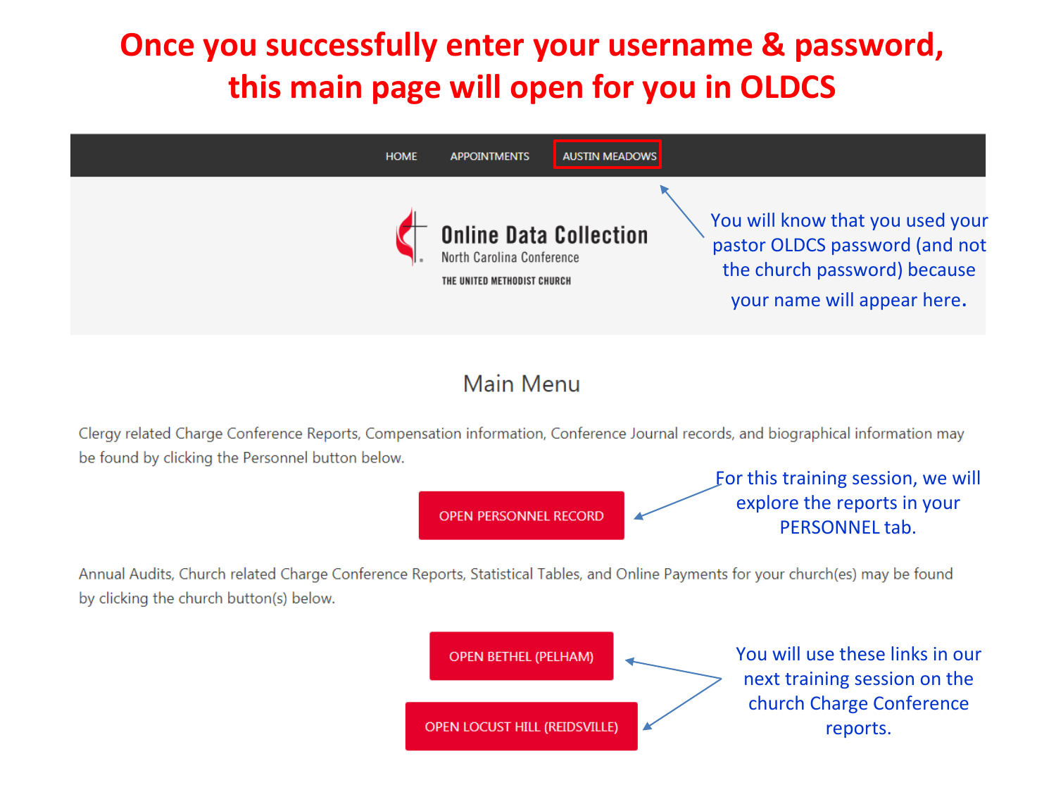# Once you successfully enter your username & password, this main page will open for you in OLDCS

HOME APPOINTMENTS AUSTIN MEADOWS

You will know that you used your pastor OLDCS password (and not the church password) because your name will appear here.

**Online Data Collection**
North Carolina Conference
THE UNITED METHODIST CHURCH

## Main Menu

Clergy related Charge Conference Reports, Compensation information, Conference Journal records, and biographical information may be found by clicking the Personnel button below.

OPEN PERSONNEL RECORD

For this training session, we will explore the reports in your PERSONNEL tab.

Annual Audits, Church related Charge Conference Reports, Statistical Tables, and Online Payments for your church(es) may be found by clicking the church button(s) below.

OPEN BETHEL (PELHAM)

OPEN LOCUST HILL (REIDSVILLE)

You will use these links in our next training session on the church Charge Conference reports.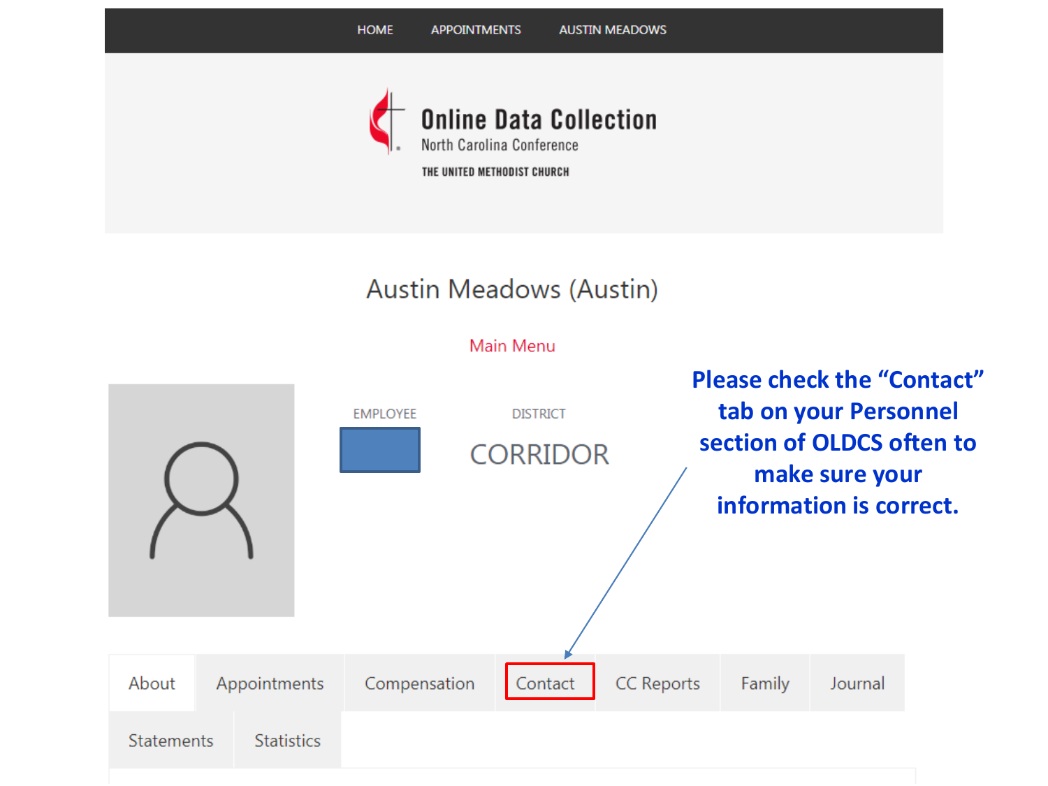HOME APPOINTMENTS AUSTIN MEADOWS

**Online Data Collection**
North Carolina Conference
THE UNITED METHODIST CHURCH

## Austin Meadows (Austin)

Main Menu

EMPLOYEE

DISTRICT
CORRIDOR

**Please check the "Contact" tab on your Personnel section of OLDCS often to make sure your information is correct.**

About | Appointments | Compensation | Contact | CC Reports | Family | Journal | Statements | Statistics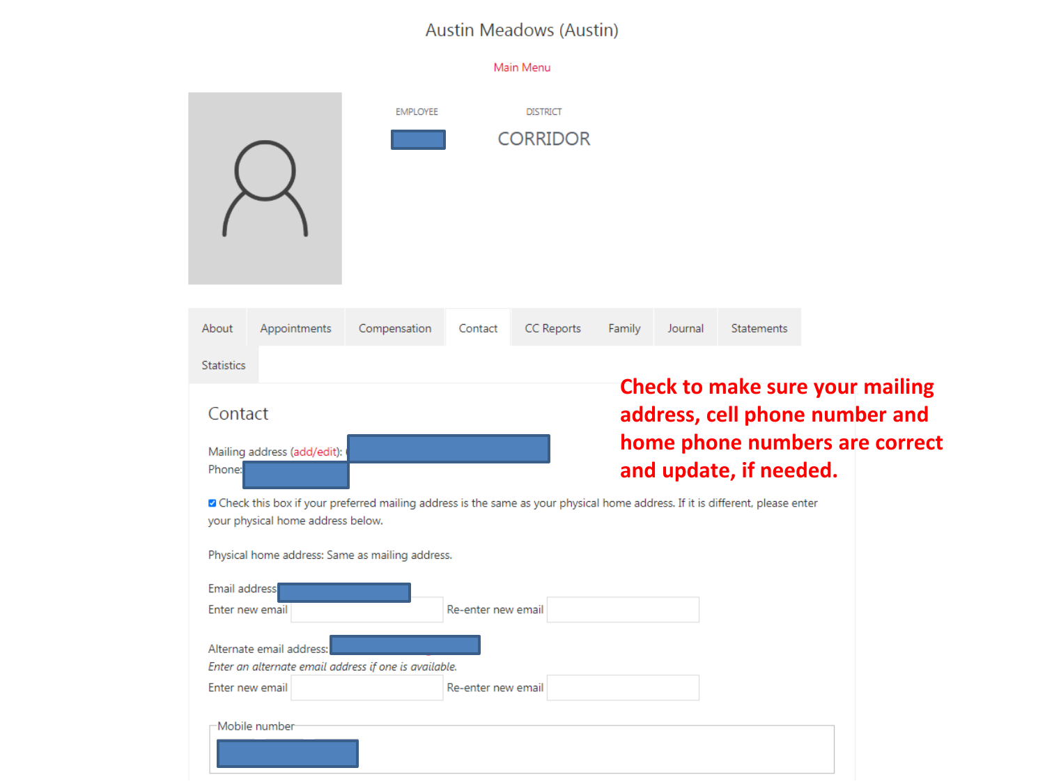# Austin Meadows (Austin)

Main Menu

EMPLOYEE

DISTRICT

CORRIDOR

About | Appointments | Compensation | Contact | CC Reports | Family | Journal | Statements | Statistics

**Check to make sure your mailing address, cell phone number and home phone numbers are correct and update, if needed.**

## Contact

Mailing address (add/edit):

Phone:

☑ Check this box if your preferred mailing address is the same as your physical home address. If it is different, please enter your physical home address below.

Physical home address: Same as mailing address.

Email address

Enter new email Re-enter new email

Alternate email address:

*Enter an alternate email address if one is available.*

Enter new email Re-enter new email

Mobile number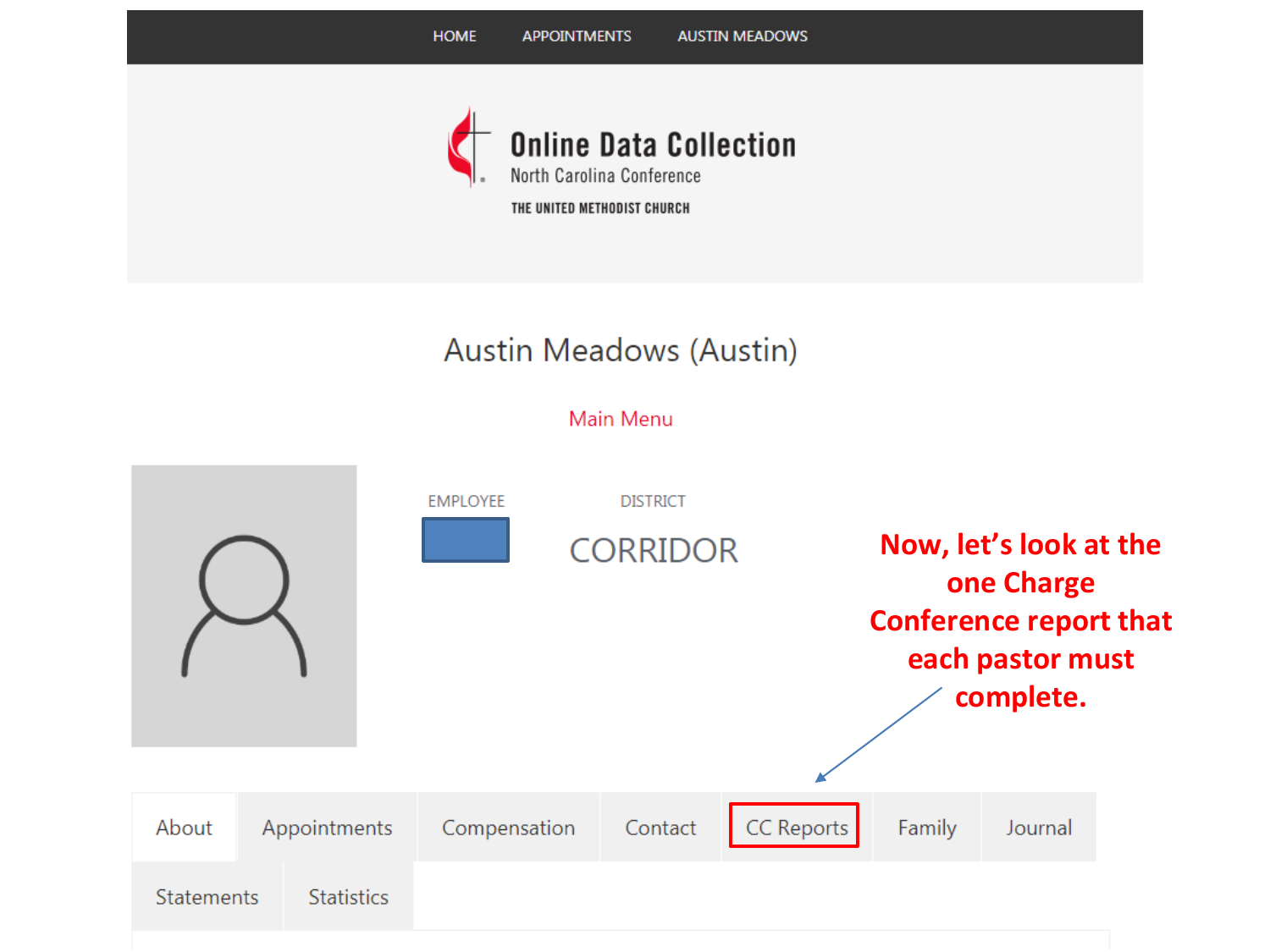HOME APPOINTMENTS AUSTIN MEADOWS

**Online Data Collection**
North Carolina Conference
THE UNITED METHODIST CHURCH

## Austin Meadows (Austin)

Main Menu

EMPLOYEE

DISTRICT

CORRIDOR

**Now, let's look at the one Charge Conference report that each pastor must complete.**

About | Appointments | Compensation | Contact | **CC Reports** | Family | Journal

Statements | Statistics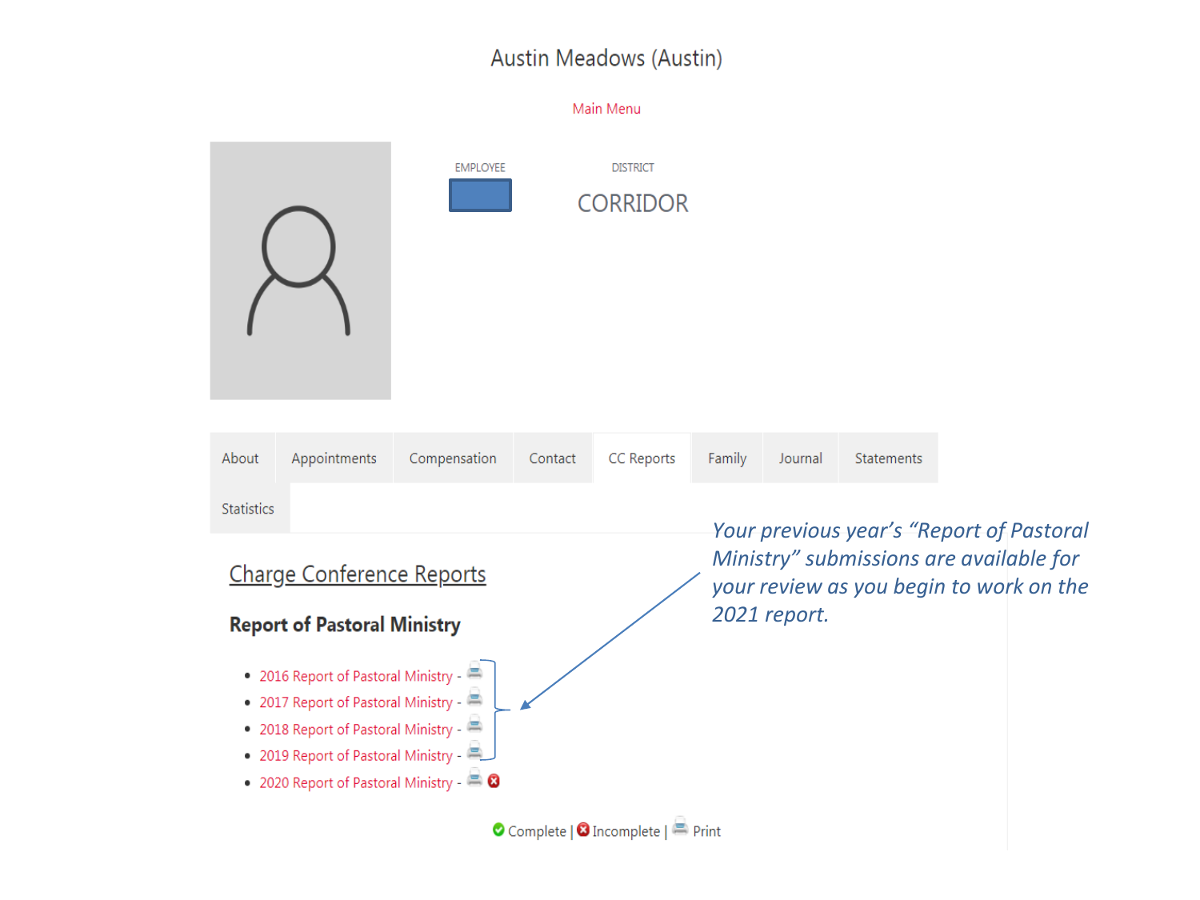# Austin Meadows (Austin)

Main Menu

EMPLOYEE

DISTRICT

CORRIDOR

About | Appointments | Compensation | Contact | CC Reports | Family | Journal | Statements | Statistics

## Charge Conference Reports

### Report of Pastoral Ministry

- 2016 Report of Pastoral Ministry -
- 2017 Report of Pastoral Ministry -
- 2018 Report of Pastoral Ministry -
- 2019 Report of Pastoral Ministry -
- 2020 Report of Pastoral Ministry -

Complete | Incomplete | Print

*Your previous year's "Report of Pastoral Ministry" submissions are available for your review as you begin to work on the 2021 report.*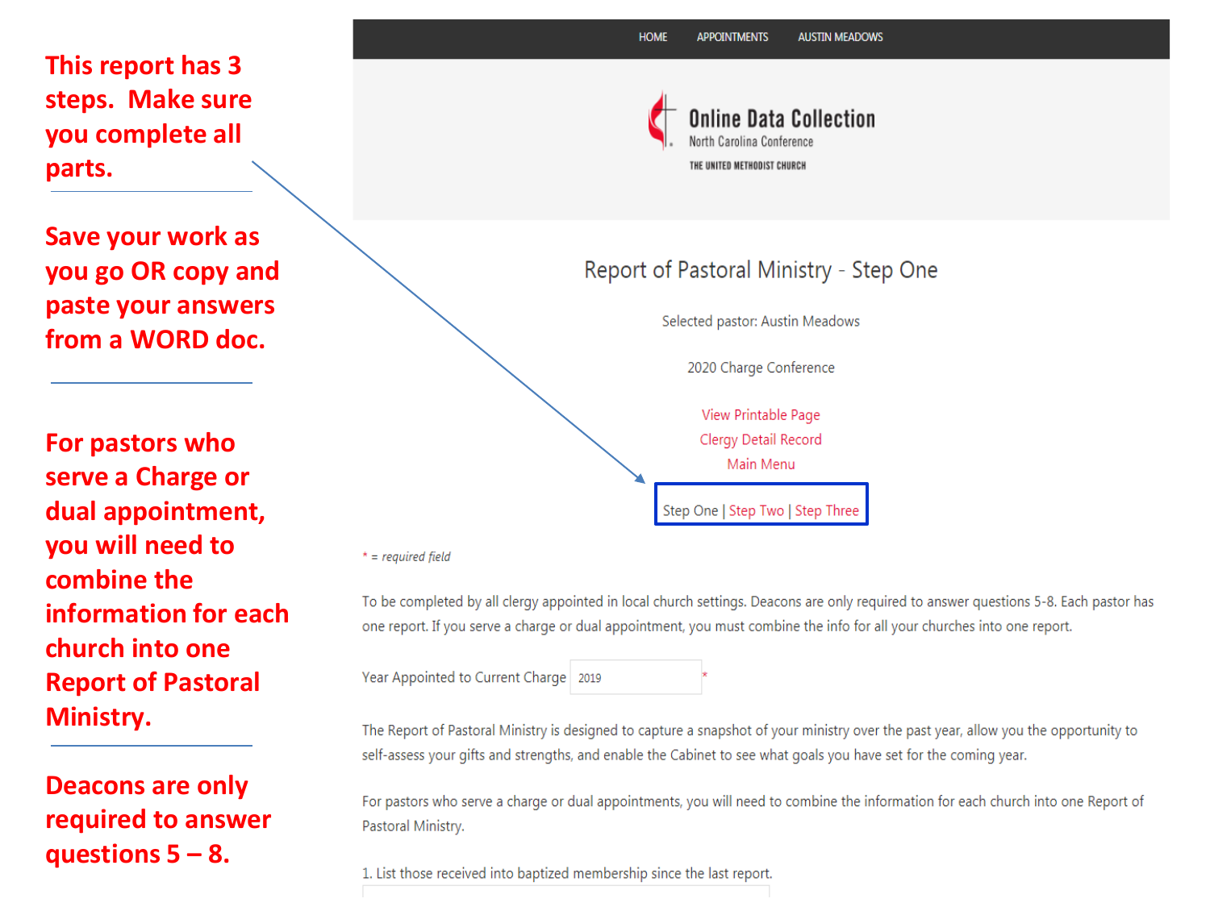**This report has 3 steps. Make sure you complete all parts.**

---

**Save your work as you go OR copy and paste your answers from a WORD doc.**

---

**For pastors who serve a Charge or dual appointment, you will need to combine the information for each church into one Report of Pastoral Ministry.**

---

**Deacons are only required to answer questions 5 – 8.**

HOME APPOINTMENTS AUSTIN MEADOWS

Online Data Collection
North Carolina Conference
THE UNITED METHODIST CHURCH

## Report of Pastoral Ministry - Step One

Selected pastor: Austin Meadows

2020 Charge Conference

View Printable Page
Clergy Detail Record
Main Menu

Step One | Step Two | Step Three

* = *required field*

To be completed by all clergy appointed in local church settings. Deacons are only required to answer questions 5-8. Each pastor has one report. If you serve a charge or dual appointment, you must combine the info for all your churches into one report.

Year Appointed to Current Charge: 2019 *

The Report of Pastoral Ministry is designed to capture a snapshot of your ministry over the past year, allow you the opportunity to self-assess your gifts and strengths, and enable the Cabinet to see what goals you have set for the coming year.

For pastors who serve a charge or dual appointments, you will need to combine the information for each church into one Report of Pastoral Ministry.

1. List those received into baptized membership since the last report.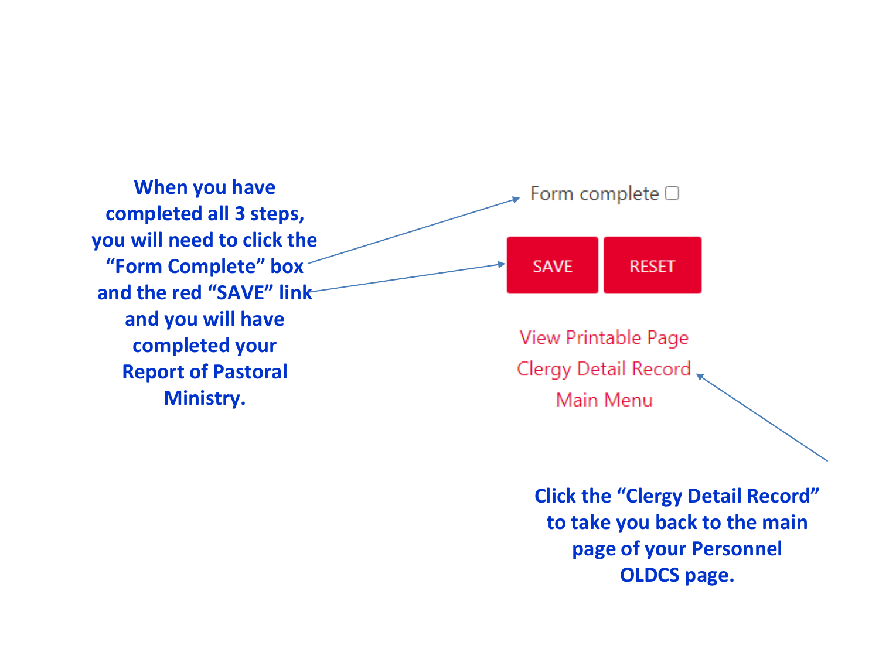**When you have completed all 3 steps, you will need to click the "Form Complete" box and the red "SAVE" link and you will have completed your Report of Pastoral Ministry.**

Form complete ☐

SAVE RESET

View Printable Page

Clergy Detail Record

Main Menu

**Click the "Clergy Detail Record" to take you back to the main page of your Personnel OLDCS page.**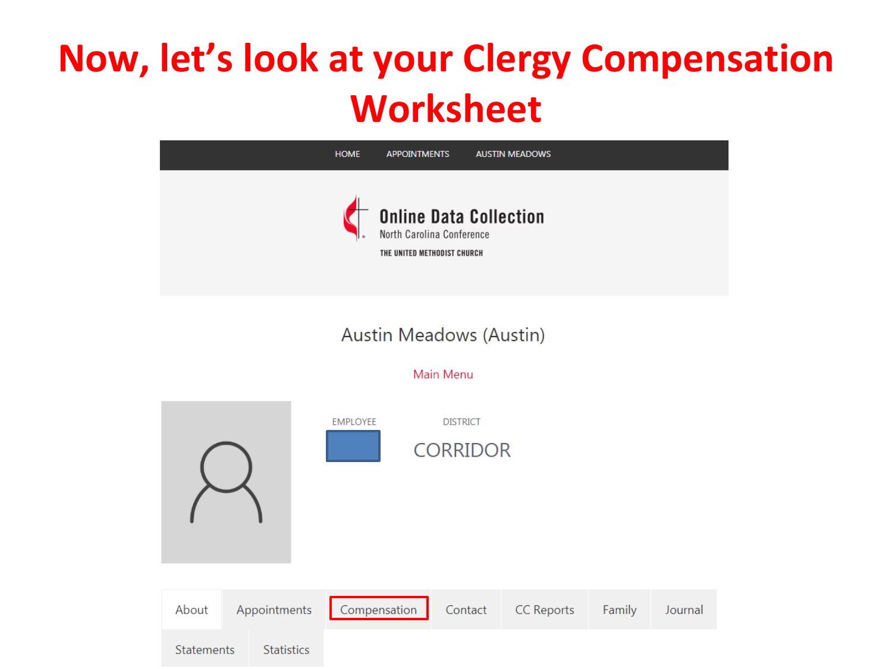# Now, let's look at your Clergy Compensation Worksheet

HOME APPOINTMENTS AUSTIN MEADOWS

**Online Data Collection**
North Carolina Conference
THE UNITED METHODIST CHURCH

Austin Meadows (Austin)

Main Menu

EMPLOYEE

DISTRICT
CORRIDOR

About | Appointments | Compensation | Contact | CC Reports | Family | Journal | Statements | Statistics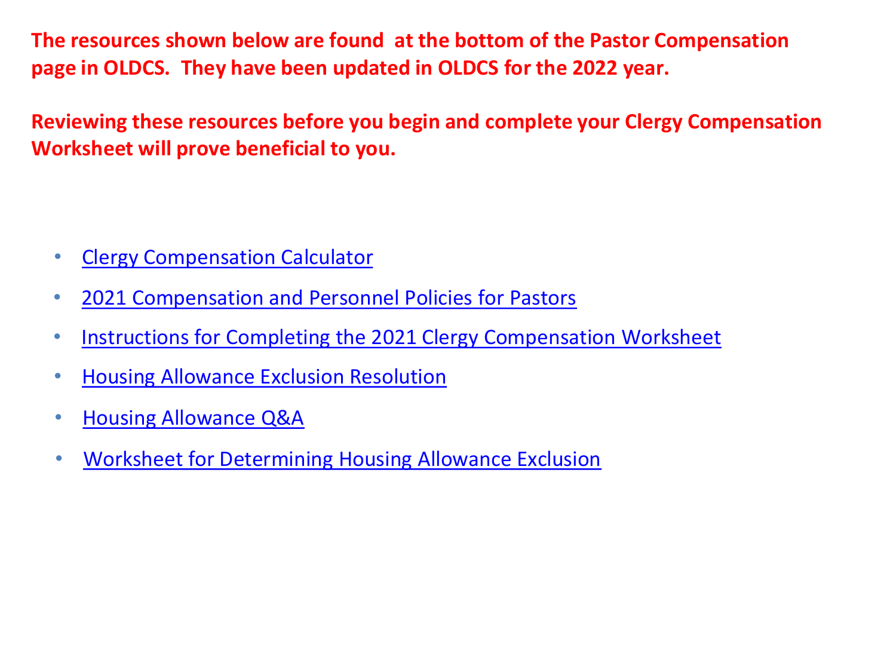**The resources shown below are found at the bottom of the Pastor Compensation page in OLDCS. They have been updated in OLDCS for the 2022 year.**

**Reviewing these resources before you begin and complete your Clergy Compensation Worksheet will prove beneficial to you.**

- Clergy Compensation Calculator
- 2021 Compensation and Personnel Policies for Pastors
- Instructions for Completing the 2021 Clergy Compensation Worksheet
- Housing Allowance Exclusion Resolution
- Housing Allowance Q&A
- Worksheet for Determining Housing Allowance Exclusion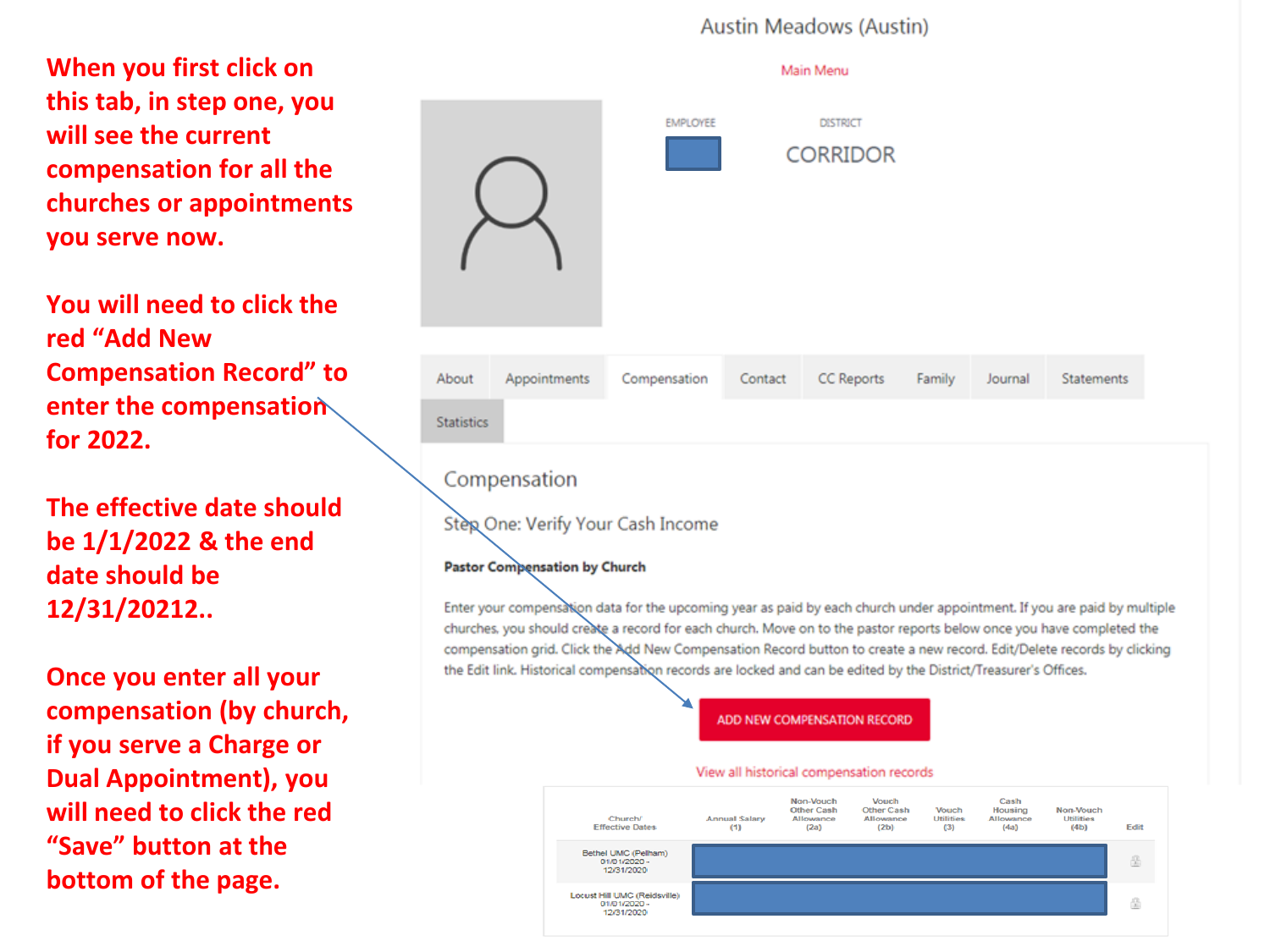When you first click on this tab, in step one, you will see the current compensation for all the churches or appointments you serve now.

You will need to click the red “Add New Compensation Record” to enter the compensation for 2022.

The effective date should be 1/1/2022 & the end date should be 12/31/20212..

Once you enter all your compensation (by church, if you serve a Charge or Dual Appointment), you will need to click the red “Save” button at the bottom of the page.

Austin Meadows (Austin)

Main Menu

EMPLOYEE

DISTRICT

CORRIDOR

About | Appointments | Compensation | Contact | CC Reports | Family | Journal | Statements | Statistics

## Compensation

### Step One: Verify Your Cash Income

**Pastor Compensation by Church**

Enter your compensation data for the upcoming year as paid by each church under appointment. If you are paid by multiple churches, you should create a record for each church. Move on to the pastor reports below once you have completed the compensation grid. Click the Add New Compensation Record button to create a new record. Edit/Delete records by clicking the Edit link. Historical compensation records are locked and can be edited by the District/Treasurer's Offices.

ADD NEW COMPENSATION RECORD

View all historical compensation records

| Church/ Effective Dates | Annual Salary (1) | Non-Vouch Other Cash Allowance (2a) | Vouch Other Cash Allowance (2b) | Vouch Utilities (3) | Cash Housing Allowance (4a) | Non-Vouch Utilities (4b) | Edit |
|---|---|---|---|---|---|---|---|
| Bethel UMC (Pelham) 01/01/2020 - 12/31/2020 | | | | | | | |
| Locust Hill UMC (Reidsville) 01/01/2020 - 12/31/2020 | | | | | | | |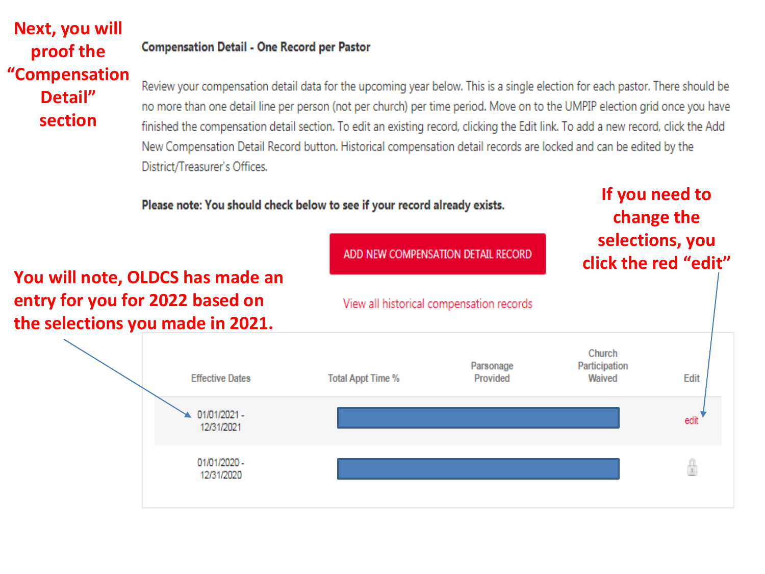**Next, you will proof the "Compensation Detail" section**

### Compensation Detail - One Record per Pastor

Review your compensation detail data for the upcoming year below. This is a single election for each pastor. There should be no more than one detail line per person (not per church) per time period. Move on to the UMPIP election grid once you have finished the compensation detail section. To edit an existing record, clicking the Edit link. To add a new record, click the Add New Compensation Detail Record button. Historical compensation detail records are locked and can be edited by the District/Treasurer's Offices.

**Please note: You should check below to see if your record already exists.**

**If you need to change the selections, you click the red "edit"**

ADD NEW COMPENSATION DETAIL RECORD

**You will note, OLDCS has made an entry for you for 2022 based on the selections you made in 2021.**

View all historical compensation records

| Effective Dates | Total Appt Time % | Parsonage Provided | Church Participation Waived | Edit |
|---|---|---|---|---|
| 01/01/2021 - 12/31/2021 | | | | edit |
| 01/01/2020 - 12/31/2020 | | | | |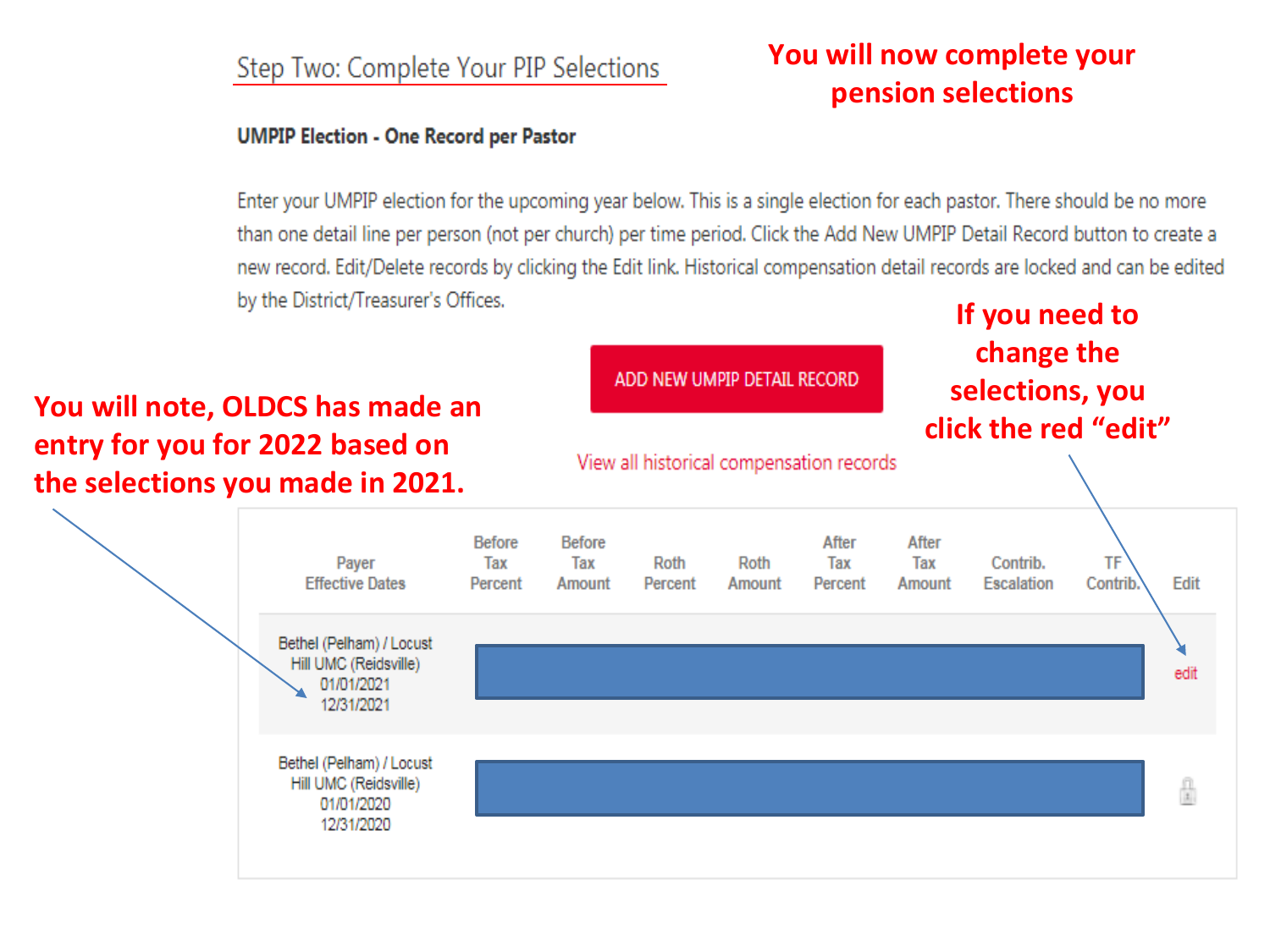## Step Two: Complete Your PIP Selections

**You will now complete your pension selections**

**UMPIP Election - One Record per Pastor**

Enter your UMPIP election for the upcoming year below. This is a single election for each pastor. There should be no more than one detail line per person (not per church) per time period. Click the Add New UMPIP Detail Record button to create a new record. Edit/Delete records by clicking the Edit link. Historical compensation detail records are locked and can be edited by the District/Treasurer's Offices.

**If you need to change the selections, you click the red "edit"**

ADD NEW UMPIP DETAIL RECORD

**You will note, OLDCS has made an entry for you for 2022 based on the selections you made in 2021.**

View all historical compensation records

| Payer Effective Dates | Before Tax Percent | Before Tax Amount | Roth Percent | Roth Amount | After Tax Percent | After Tax Amount | Contrib. Escalation | TF Contrib. | Edit |
|---|---|---|---|---|---|---|---|---|---|
| Bethel (Pelham) / Locust Hill UMC (Reidsville) 01/01/2021 12/31/2021 | | | | | | | | | edit |
| Bethel (Pelham) / Locust Hill UMC (Reidsville) 01/01/2020 12/31/2020 | | | | | | | | | |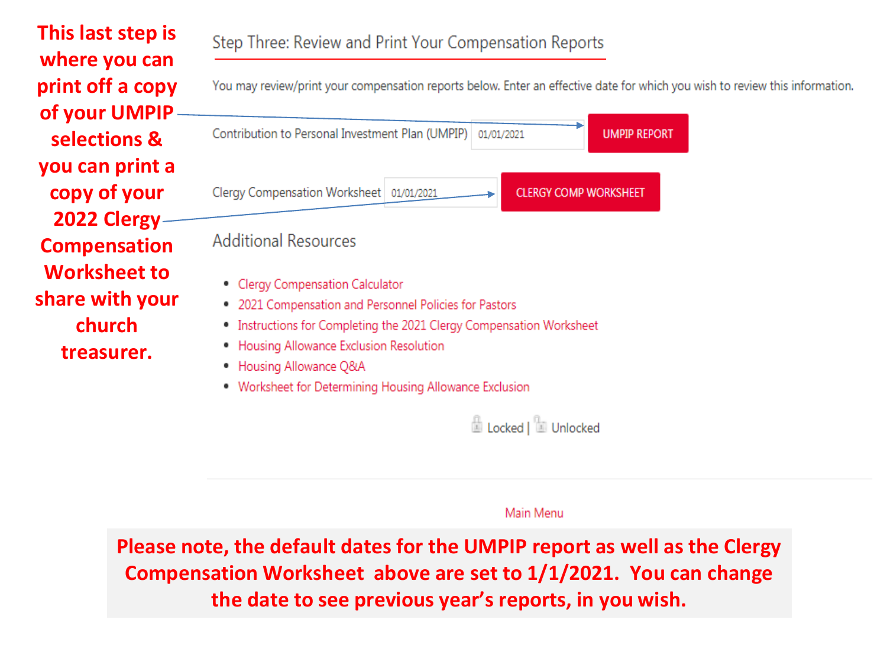**This last step is where you can print off a copy of your UMPIP selections & you can print a copy of your 2022 Clergy Compensation Worksheet to share with your church treasurer.**

## Step Three: Review and Print Your Compensation Reports

You may review/print your compensation reports below. Enter an effective date for which you wish to review this information.

Contribution to Personal Investment Plan (UMPIP) 01/01/2021 UMPIP REPORT

Clergy Compensation Worksheet 01/01/2021 CLERGY COMP WORKSHEET

## Additional Resources

- Clergy Compensation Calculator
- 2021 Compensation and Personnel Policies for Pastors
- Instructions for Completing the 2021 Clergy Compensation Worksheet
- Housing Allowance Exclusion Resolution
- Housing Allowance Q&A
- Worksheet for Determining Housing Allowance Exclusion

Locked | Unlocked

Main Menu

**Please note, the default dates for the UMPIP report as well as the Clergy Compensation Worksheet above are set to 1/1/2021. You can change the date to see previous year's reports, in you wish.**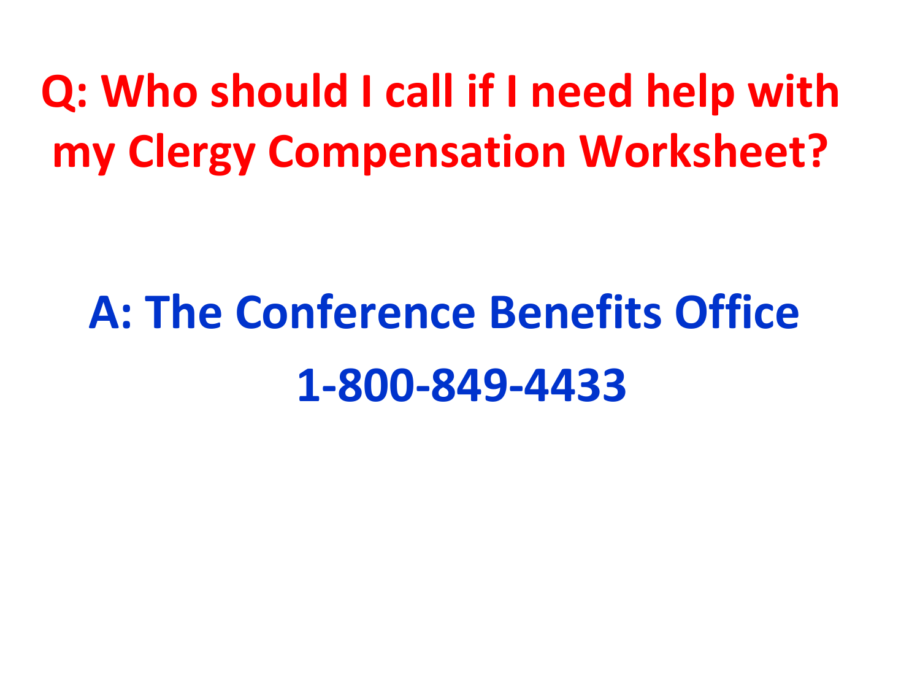## Q: Who should I call if I need help with my Clergy Compensation Worksheet?

## A: The Conference Benefits Office

## 1-800-849-4433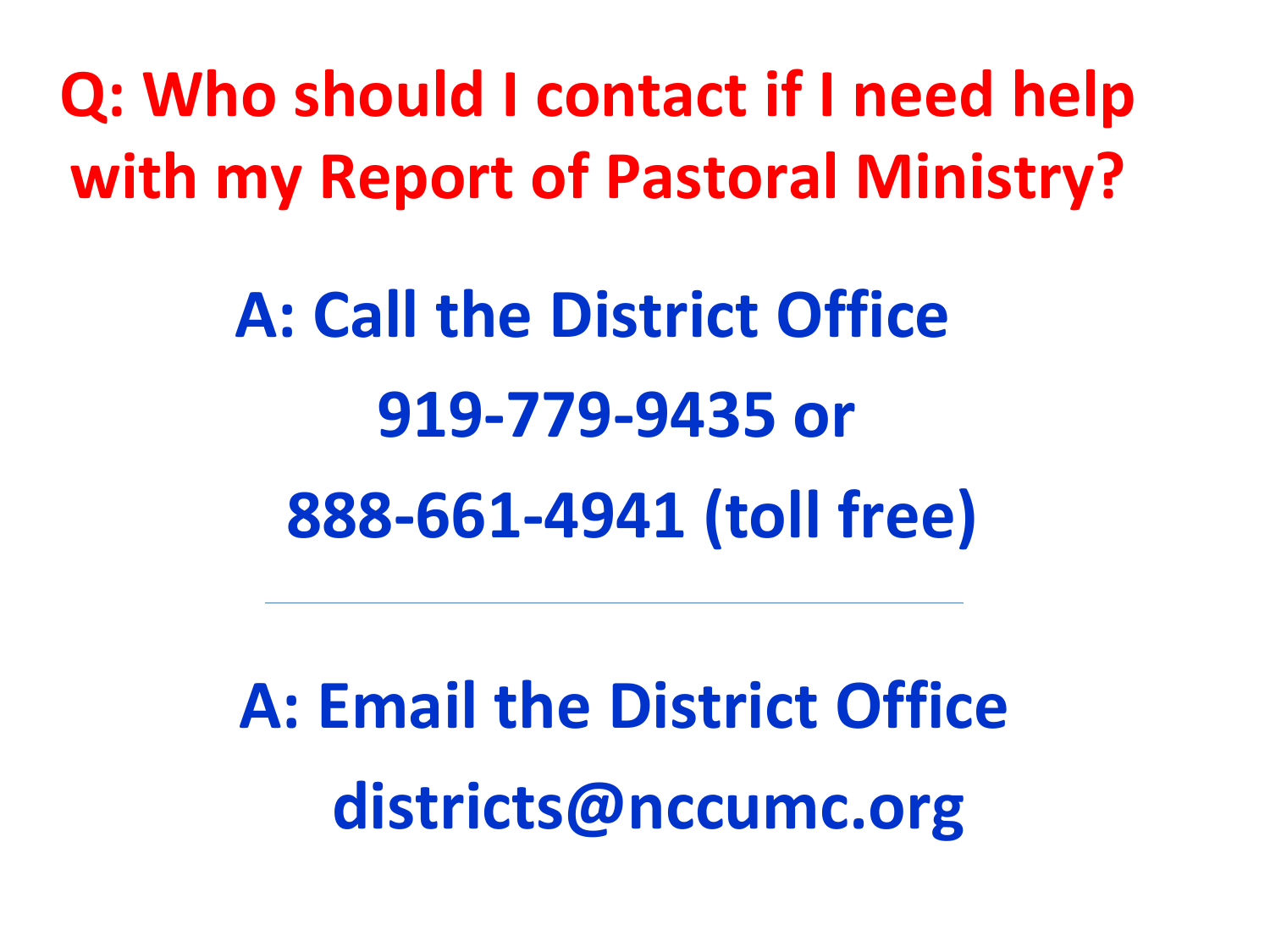# Q: Who should I contact if I need help with my Report of Pastoral Ministry?

**A: Call the District Office**

**919-779-9435 or**

**888-661-4941 (toll free)**

---

**A: Email the District Office**

**districts@nccumc.org**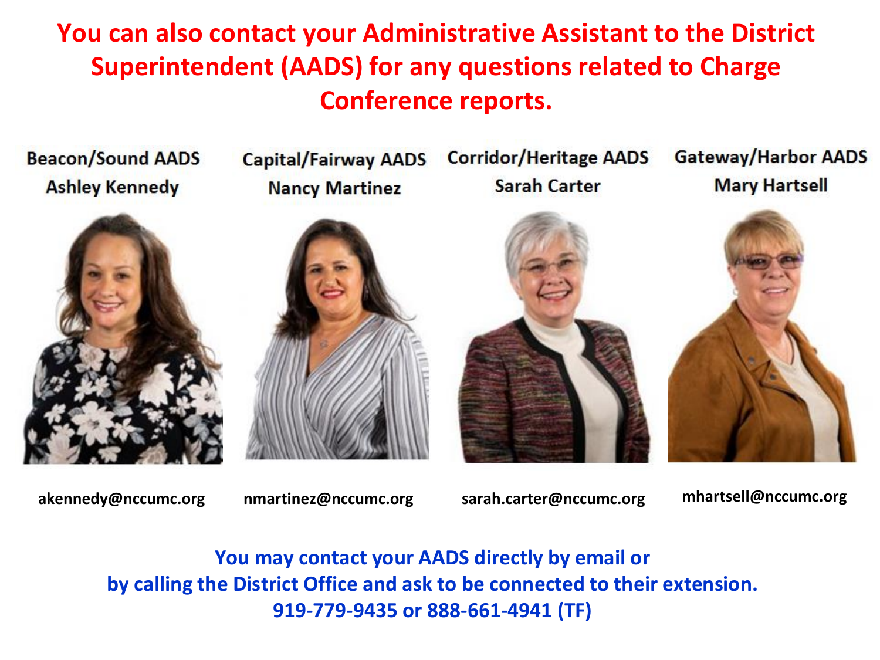# You can also contact your Administrative Assistant to the District Superintendent (AADS) for any questions related to Charge Conference reports.

| Beacon/Sound AADS | Capital/Fairway AADS | Corridor/Heritage AADS | Gateway/Harbor AADS |
|---|---|---|---|
| Ashley Kennedy | Nancy Martinez | Sarah Carter | Mary Hartsell |
| akennedy@nccumc.org | nmartinez@nccumc.org | sarah.carter@nccumc.org | mhartsell@nccumc.org |

**You may contact your AADS directly by email or by calling the District Office and ask to be connected to their extension.**
**919-779-9435 or 888-661-4941 (TF)**